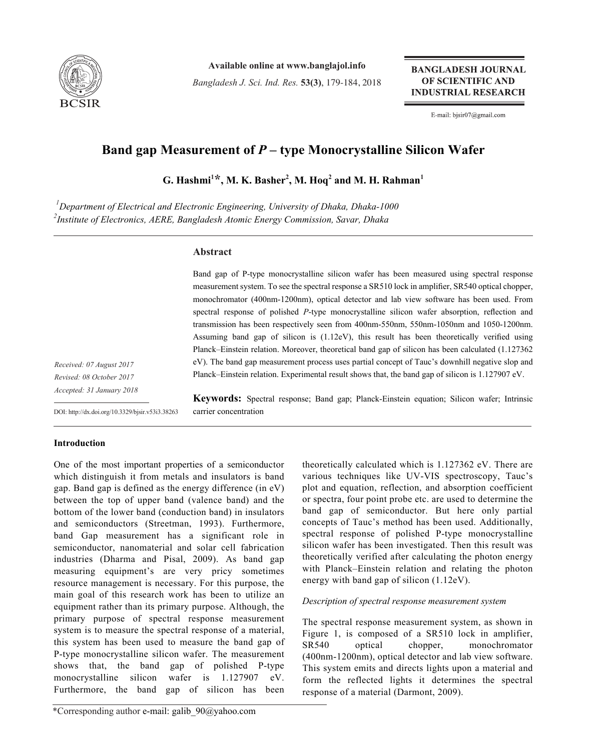Available online at www.banglajol.info

*Bangladesh J. Sci. Ind. Res.* **53(3)**, 179-184, 2018

**BANGLADESH JOURNAL OF SCIENTIFIC AND INDUSTRIAL RESEARCH**

E-mail: bjsir07@gmail.com

# Band gap Measurement of *P* – type Monocrystalline Silicon Wafer

**G. Hashmi[1]*, M. K. Basher[2], M. Hoq[2] and M. H. Rahman[1]**

*[1]Department of Electrical and Electronic Engineering, University of Dhaka, Dhaka-1000*

*[2]Institute of Electronics, AERE, Bangladesh Atomic Energy Commission, Savar, Dhaka*

## Abstract

Band gap of P-type monocrystalline silicon wafer has been measured using spectral response measurement system. To see the spectral response a SR510 lock in amplifier, SR540 optical chopper, monochromator (400nm-1200nm), optical detector and lab view software has been used. From spectral response of polished *P*-type monocrystalline silicon wafer absorption, reflection and transmission has been respectively seen from 400nm-550nm, 550nm-1050nm and 1050-1200nm. Assuming band gap of silicon is (1.12eV), this result has been theoretically verified using Planck–Einstein relation. Moreover, theoretical band gap of silicon has been calculated (1.127362 eV). The band gap measurement process uses partial concept of Tauc's downhill negative slop and Planck–Einstein relation. Experimental result shows that, the band gap of silicon is 1.127907 eV.

*Received: 07 August 2017*

*Revised: 08 October 2017*

*Accepted: 31 January 2018*

DOI: http://dx.doi.org/10.3329/bjsir.v53i3.38263

**Keywords:** Spectral response; Band gap; Planck-Einstein equation; Silicon wafer; Intrinsic carrier concentration

## Introduction

One of the most important properties of a semiconductor which distinguish it from metals and insulators is band gap. Band gap is defined as the energy difference (in eV) between the top of upper band (valence band) and the bottom of the lower band (conduction band) in insulators and semiconductors (Streetman, 1993). Furthermore, band Gap measurement has a significant role in semiconductor, nanomaterial and solar cell fabrication industries (Dharma and Pisal, 2009). As band gap measuring equipment's are very pricy sometimes resource management is necessary. For this purpose, the main goal of this research work has been to utilize an equipment rather than its primary purpose. Although, the primary purpose of spectral response measurement system is to measure the spectral response of a material, this system has been used to measure the band gap of P-type monocrystalline silicon wafer. The measurement shows that, the band gap of polished P-type monocrystalline silicon wafer is 1.127907 eV. Furthermore, the band gap of silicon has been theoretically calculated which is 1.127362 eV. There are various techniques like UV-VIS spectroscopy, Tauc's plot and equation, reflection, and absorption coefficient or spectra, four point probe etc. are used to determine the band gap of semiconductor. But here only partial concepts of Tauc's method has been used. Additionally, spectral response of polished P-type monocrystalline silicon wafer has been investigated. Then this result was theoretically verified after calculating the photon energy with Planck–Einstein relation and relating the photon energy with band gap of silicon (1.12eV).

### *Description of spectral response measurement system*

The spectral response measurement system, as shown in Figure 1, is composed of a SR510 lock in amplifier, SR540 optical chopper, monochromator (400nm-1200nm), optical detector and lab view software. This system emits and directs lights upon a material and form the reflected lights it determines the spectral response of a material (Darmont, 2009).

*Corresponding author e-mail: galib_90@yahoo.com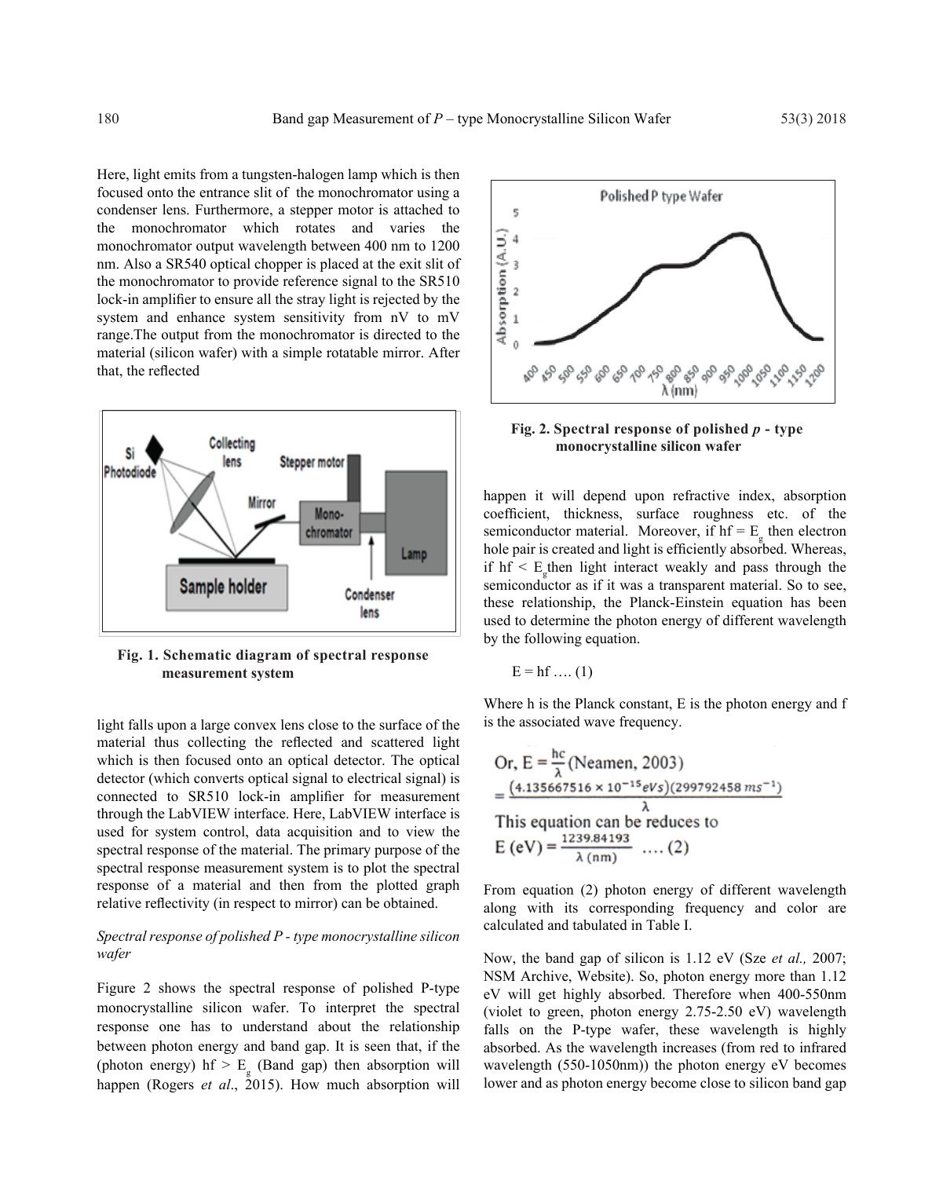Here, light emits from a tungsten-halogen lamp which is then focused onto the entrance slit of the monochromator using a condenser lens. Furthermore, a stepper motor is attached to the monochromator which rotates and varies the monochromator output wavelength between 400 nm to 1200 nm. Also a SR540 optical chopper is placed at the exit slit of the monochromator to provide reference signal to the SR510 lock-in amplifier to ensure all the stray light is rejected by the system and enhance system sensitivity from nV to mV range.The output from the monochromator is directed to the material (silicon wafer) with a simple rotatable mirror. After that, the reflected light falls upon a large convex lens close to the surface of the material thus collecting the reflected and scattered light which is then focused onto an optical detector. The optical detector (which converts optical signal to electrical signal) is connected to SR510 lock-in amplifier for measurement through the LabVIEW interface. Here, LabVIEW interface is used for system control, data acquisition and to view the spectral response of the material. The primary purpose of the spectral response measurement system is to plot the spectral response of a material and then from the plotted graph relative reflectivity (in respect to mirror) can be obtained.

**Fig. 1. Schematic diagram of spectral response measurement system**

*Spectral response of polished P - type monocrystalline silicon wafer*

Figure 2 shows the spectral response of polished P-type monocrystalline silicon wafer. To interpret the spectral response one has to understand about the relationship between photon energy and band gap. It is seen that, if the (photon energy) $hf > E_g$ (Band gap) then absorption will happen (Rogers *et al*., 2015). How much absorption will happen it will depend upon refractive index, absorption coefficient, thickness, surface roughness etc. of the semiconductor material. Moreover, if $hf = E_g$ then electron hole pair is created and light is efficiently absorbed. Whereas, if $hf < E_g$ then light interact weakly and pass through the semiconductor as if it was a transparent material. So to see, these relationship, the Planck-Einstein equation has been used to determine the photon energy of different wavelength by the following equation.

**Fig. 2. Spectral response of polished *p* - type monocrystalline silicon wafer**

$$E = hf \quad .... (1)$$

Where h is the Planck constant, E is the photon energy and f is the associated wave frequency.

$$\text{Or, } E = \frac{hc}{\lambda} \text{ (Neamen, 2003)}$$

$$= \frac{(4.135667516 \times 10^{-15} eVs)(299792458\ ms^{-1})}{\lambda}$$

This equation can be reduces to

$$E\,(eV) = \frac{1239.84193}{\lambda\,(nm)} \quad .... (2)$$

From equation (2) photon energy of different wavelength along with its corresponding frequency and color are calculated and tabulated in Table I.

Now, the band gap of silicon is 1.12 eV (Sze *et al.,* 2007; NSM Archive, Website). So, photon energy more than 1.12 eV will get highly absorbed. Therefore when 400-550nm (violet to green, photon energy 2.75-2.50 eV) wavelength falls on the P-type wafer, these wavelength is highly absorbed. As the wavelength increases (from red to infrared wavelength (550-1050nm)) the photon energy eV becomes lower and as photon energy become close to silicon band gap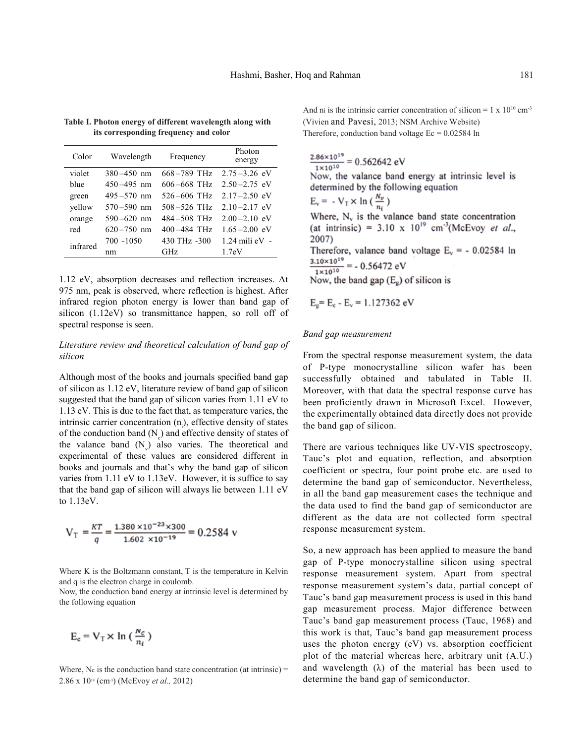**Table I. Photon energy of different wavelength along with its corresponding frequency and color**

| Color | Wavelength | Frequency | Photon energy |
|---|---|---|---|
| violet | 380 – 450 nm | 668 – 789 THz | 2.75 – 3.26 eV |
| blue | 450 – 495 nm | 606 – 668 THz | 2.50 – 2.75 eV |
| green | 495 – 570 nm | 526 – 606 THz | 2.17 – 2.50 eV |
| yellow | 570 – 590 nm | 508 – 526 THz | 2.10 – 2.17 eV |
| orange | 590 – 620 nm | 484 – 508 THz | 2.00 – 2.10 eV |
| red | 620 – 750 nm | 400 – 484 THz | 1.65 – 2.00 eV |
| infrared | 700 -1050 nm | 430 THz -300 GHz | 1.24 mili eV - 1.7eV |

1.12 eV, absorption decreases and reflection increases. At 975 nm, peak is observed, where reflection is highest. After infrared region photon energy is lower than band gap of silicon (1.12eV) so transmittance happen, so roll off of spectral response is seen.

*Literature review and theoretical calculation of band gap of silicon*

Although most of the books and journals specified band gap of silicon as 1.12 eV, literature review of band gap of silicon suggested that the band gap of silicon varies from 1.11 eV to 1.13 eV. This is due to the fact that, as temperature varies, the intrinsic carrier concentration ($n_i$), effective density of states of the conduction band ($N_c$) and effective density of states of the valance band ($N_v$) also varies. The theoretical and experimental of these values are considered different in books and journals and that's why the band gap of silicon varies from 1.11 eV to 1.13eV. However, it is suffice to say that the band gap of silicon will always lie between 1.11 eV to 1.13eV.

$$V_T = \frac{KT}{q} = \frac{1.380 \times 10^{-23} \times 300}{1.602 \times 10^{-19}} = 0.2584 \text{ v}$$

Where K is the Boltzmann constant, T is the temperature in Kelvin and q is the electron charge in coulomb.

Now, the conduction band energy at intrinsic level is determined by the following equation

$$E_c = V_T \times \ln\left(\frac{N_c}{n_i}\right)$$

Where, Nc is the conduction band state concentration (at intrinsic) = 2.86 x $10^{19}$ ($cm^{-3}$) (McEvoy *et al.,* 2012)

And ni is the intrinsic carrier concentration of silicon = 1 x $10^{10}$ $cm^{-3}$ (Vivien and Pavesi, 2013; NSM Archive Website)

Therefore, conduction band voltage Ec = 0.02584 ln $\frac{2.86 \times 10^{19}}{1 \times 10^{10}}$ = 0.562642 eV

Now, the valance band energy at intrinsic level is determined by the following equation

$$E_v = -V_T \times \ln\left(\frac{N_v}{n_i}\right)$$

Where, $N_v$ is the valance band state concentration (at intrinsic) = 3.10 x $10^{19}$ $cm^{-3}$(McEvoy *et al.*, 2007)

Therefore, valance band voltage $E_v$ = - 0.02584 ln $\frac{3.10 \times 10^{19}}{1 \times 10^{10}}$ = - 0.56472 eV

Now, the band gap ($E_g$) of silicon is

$$E_g = E_c - E_v = 1.127362 \text{ eV}$$

*Band gap measurement*

From the spectral response measurement system, the data of P-type monocrystalline silicon wafer has been successfully obtained and tabulated in Table II. Moreover, with that data the spectral response curve has been proficiently drawn in Microsoft Excel. However, the experimentally obtained data directly does not provide the band gap of silicon.

There are various techniques like UV-VIS spectroscopy, Tauc's plot and equation, reflection, and absorption coefficient or spectra, four point probe etc. are used to determine the band gap of semiconductor. Nevertheless, in all the band gap measurement cases the technique and the data used to find the band gap of semiconductor are different as the data are not collected form spectral response measurement system.

So, a new approach has been applied to measure the band gap of P-type monocrystalline silicon using spectral response measurement system. Apart from spectral response measurement system's data, partial concept of Tauc's band gap measurement process is used in this band gap measurement process. Major difference between Tauc's band gap measurement process (Tauc, 1968) and this work is that, Tauc's band gap measurement process uses the photon energy (eV) vs. absorption coefficient plot of the material whereas here, arbitrary unit (A.U.) and wavelength (λ) of the material has been used to determine the band gap of semiconductor.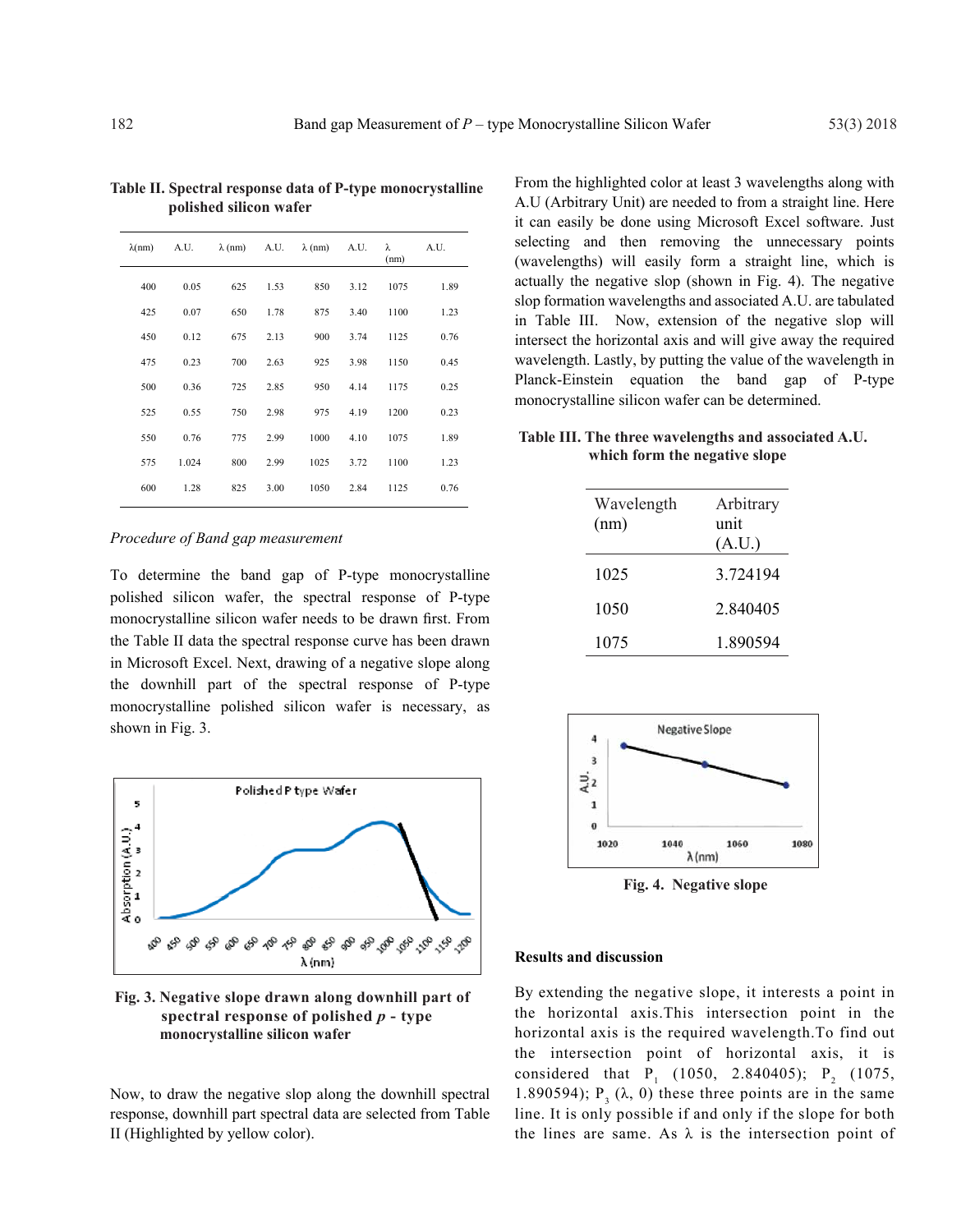**Table II. Spectral response data of P-type monocrystalline polished silicon wafer**

| λ(nm) | A.U. | λ (nm) | A.U. | λ (nm) | A.U. | λ (nm) | A.U. |
|---|---|---|---|---|---|---|---|
| 400 | 0.05 | 625 | 1.53 | 850 | 3.12 | 1075 | 1.89 |
| 425 | 0.07 | 650 | 1.78 | 875 | 3.40 | 1100 | 1.23 |
| 450 | 0.12 | 675 | 2.13 | 900 | 3.74 | 1125 | 0.76 |
| 475 | 0.23 | 700 | 2.63 | 925 | 3.98 | 1150 | 0.45 |
| 500 | 0.36 | 725 | 2.85 | 950 | 4.14 | 1175 | 0.25 |
| 525 | 0.55 | 750 | 2.98 | 975 | 4.19 | 1200 | 0.23 |
| 550 | 0.76 | 775 | 2.99 | 1000 | 4.10 | 1075 | 1.89 |
| 575 | 1.024 | 800 | 2.99 | 1025 | 3.72 | 1100 | 1.23 |
| 600 | 1.28 | 825 | 3.00 | 1050 | 2.84 | 1125 | 0.76 |

*Procedure of Band gap measurement*

To determine the band gap of P-type monocrystalline polished silicon wafer, the spectral response of P-type monocrystalline silicon wafer needs to be drawn first. From the Table II data the spectral response curve has been drawn in Microsoft Excel. Next, drawing of a negative slope along the downhill part of the spectral response of P-type monocrystalline polished silicon wafer is necessary, as shown in Fig. 3.

**Fig. 3. Negative slope drawn along downhill part of spectral response of polished *p* - type monocrystalline silicon wafer**

Now, to draw the negative slop along the downhill spectral response, downhill part spectral data are selected from Table II (Highlighted by yellow color).

From the highlighted color at least 3 wavelengths along with A.U (Arbitrary Unit) are needed to from a straight line. Here it can easily be done using Microsoft Excel software. Just selecting and then removing the unnecessary points (wavelengths) will easily form a straight line, which is actually the negative slop (shown in Fig. 4). The negative slop formation wavelengths and associated A.U. are tabulated in Table III. Now, extension of the negative slop will intersect the horizontal axis and will give away the required wavelength. Lastly, by putting the value of the wavelength in Planck-Einstein equation the band gap of P-type monocrystalline silicon wafer can be determined.

**Table III. The three wavelengths and associated A.U. which form the negative slope**

| Wavelength (nm) | Arbitrary unit (A.U.) |
|---|---|
| 1025 | 3.724194 |
| 1050 | 2.840405 |
| 1075 | 1.890594 |

**Fig. 4. Negative slope**

**Results and discussion**

By extending the negative slope, it interests a point in the horizontal axis.This intersection point in the horizontal axis is the required wavelength.To find out the intersection point of horizontal axis, it is considered that $P_1$ (1050, 2.840405); $P_2$ (1075, 1.890594); $P_3$ (λ, 0) these three points are in the same line. It is only possible if and only if the slope for both the lines are same. As λ is the intersection point of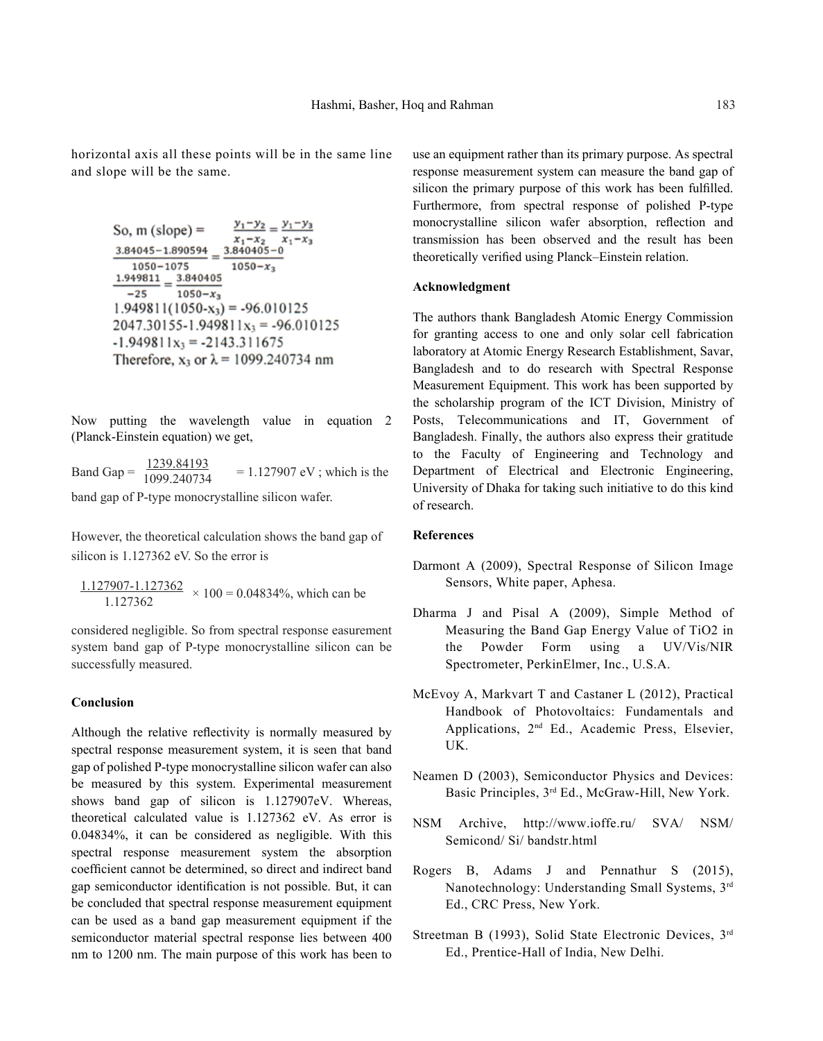horizontal axis all these points will be in the same line and slope will be the same.

$$\text{So, m (slope)} = \frac{y_1 - y_2}{x_1 - x_2} = \frac{y_1 - y_3}{x_1 - x_3}$$

$$\frac{3.84045 - 1.890594}{1050 - 1075} = \frac{3.840405 - 0}{1050 - x_3}$$

$$\frac{1.949811}{-25} = \frac{3.840405}{1050 - x_3}$$

$$1.949811(1050 - x_3) = -96.010125$$

$$2047.30155 - 1.949811x_3 = -96.010125$$

$$-1.949811x_3 = -2143.311675$$

Therefore, $x_3$ or $\lambda$ = 1099.240734 nm

Now putting the wavelength value in equation 2 (Planck-Einstein equation) we get,

$$\text{Band Gap} = \frac{1239.84193}{1099.240734} = 1.127907 \text{ eV}$$ ; which is the band gap of P-type monocrystalline silicon wafer.

However, the theoretical calculation shows the band gap of silicon is 1.127362 eV. So the error is

$$\frac{1.127907 - 1.127362}{1.127362} \times 100 = 0.04834\%,$$ which can be considered negligible. So from spectral response easurement system band gap of P-type monocrystalline silicon can be successfully measured.

**Conclusion**

Although the relative reflectivity is normally measured by spectral response measurement system, it is seen that band gap of polished P-type monocrystalline silicon wafer can also be measured by this system. Experimental measurement shows band gap of silicon is 1.127907eV. Whereas, theoretical calculated value is 1.127362 eV. As error is 0.04834%, it can be considered as negligible. With this spectral response measurement system the absorption coefficient cannot be determined, so direct and indirect band gap semiconductor identification is not possible. But, it can be concluded that spectral response measurement equipment can be used as a band gap measurement equipment if the semiconductor material spectral response lies between 400 nm to 1200 nm. The main purpose of this work has been to use an equipment rather than its primary purpose. As spectral response measurement system can measure the band gap of silicon the primary purpose of this work has been fulfilled. Furthermore, from spectral response of polished P-type monocrystalline silicon wafer absorption, reflection and transmission has been observed and the result has been theoretically verified using Planck–Einstein relation.

**Acknowledgment**

The authors thank Bangladesh Atomic Energy Commission for granting access to one and only solar cell fabrication laboratory at Atomic Energy Research Establishment, Savar, Bangladesh and to do research with Spectral Response Measurement Equipment. This work has been supported by the scholarship program of the ICT Division, Ministry of Posts, Telecommunications and IT, Government of Bangladesh. Finally, the authors also express their gratitude to the Faculty of Engineering and Technology and Department of Electrical and Electronic Engineering, University of Dhaka for taking such initiative to do this kind of research.

**References**

Darmont A (2009), Spectral Response of Silicon Image Sensors, White paper, Aphesa.

Dharma J and Pisal A (2009), Simple Method of Measuring the Band Gap Energy Value of TiO2 in the Powder Form using a UV/Vis/NIR Spectrometer, PerkinElmer, Inc., U.S.A.

McEvoy A, Markvart T and Castaner L (2012), Practical Handbook of Photovoltaics: Fundamentals and Applications, 2nd Ed., Academic Press, Elsevier, UK.

Neamen D (2003), Semiconductor Physics and Devices: Basic Principles, 3rd Ed., McGraw-Hill, New York.

NSM Archive, http://www.ioffe.ru/ SVA/ NSM/ Semicond/ Si/ bandstr.html

Rogers B, Adams J and Pennathur S (2015), Nanotechnology: Understanding Small Systems, 3rd Ed., CRC Press, New York.

Streetman B (1993), Solid State Electronic Devices, 3rd Ed., Prentice-Hall of India, New Delhi.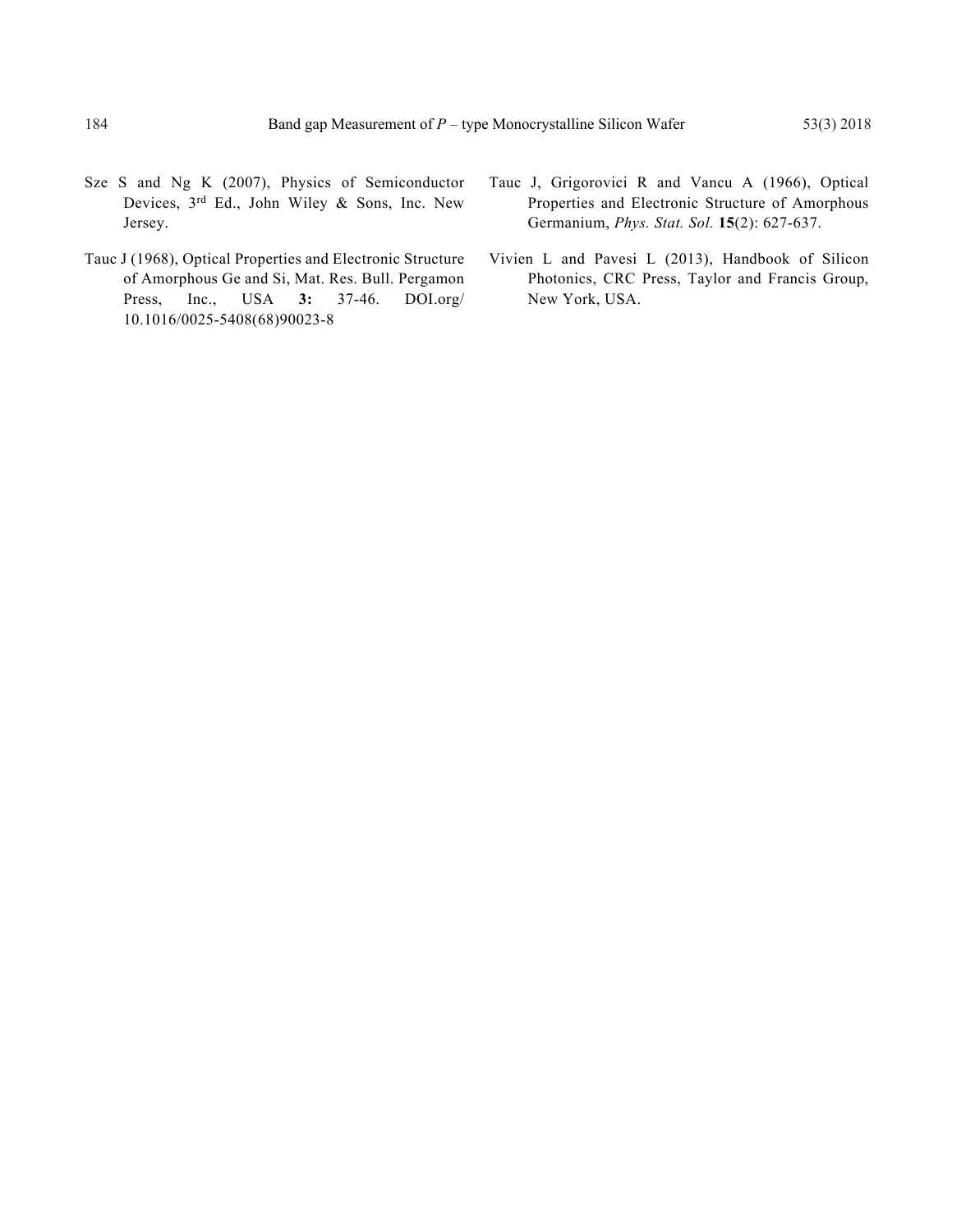Sze S and Ng K (2007), Physics of Semiconductor Devices, 3rd Ed., John Wiley & Sons, Inc. New Jersey.

Tauc J (1968), Optical Properties and Electronic Structure of Amorphous Ge and Si, Mat. Res. Bull. Pergamon Press, Inc., USA **3:** 37-46. DOI.org/ 10.1016/0025-5408(68)90023-8

Tauc J, Grigorovici R and Vancu A (1966), Optical Properties and Electronic Structure of Amorphous Germanium, *Phys. Stat. Sol.* **15**(2): 627-637.

Vivien L and Pavesi L (2013), Handbook of Silicon Photonics, CRC Press, Taylor and Francis Group, New York, USA.